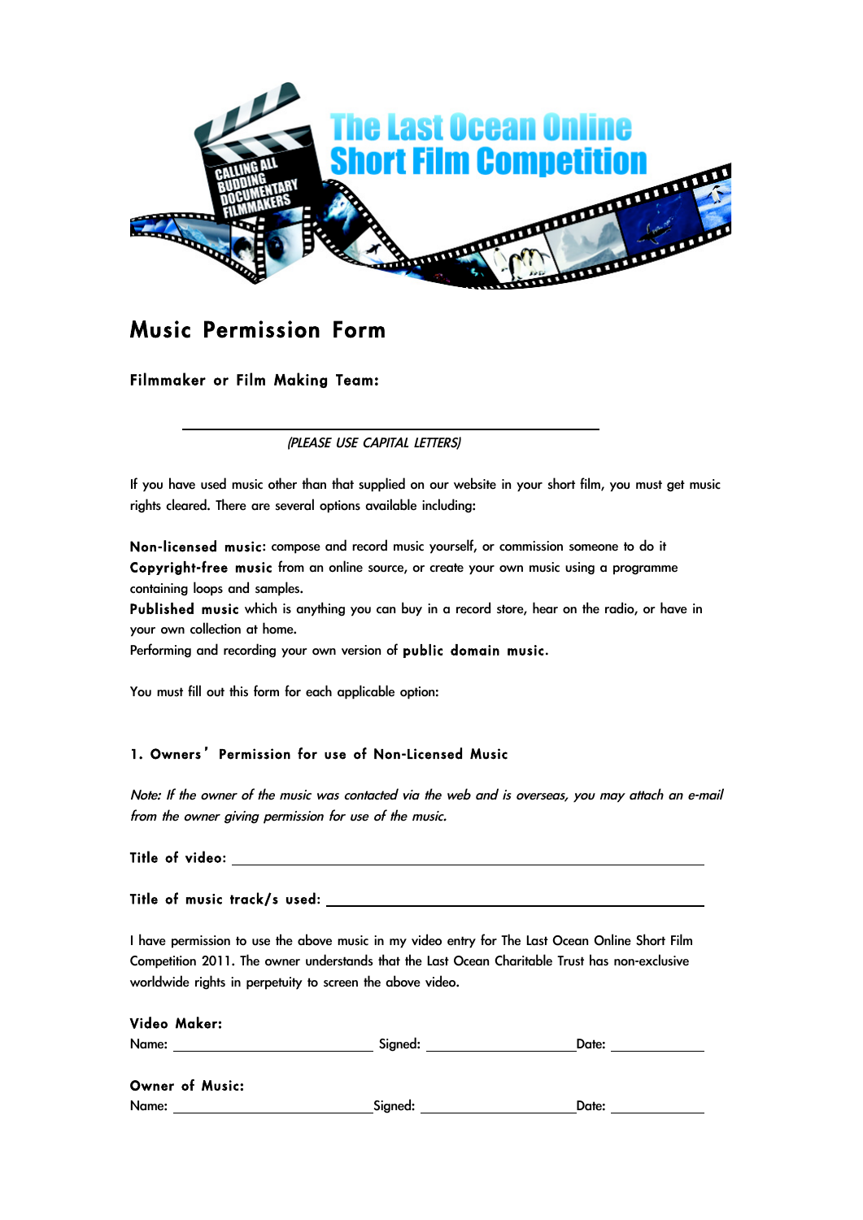# The Last Ocean Online Short Film Competition

CALLING ALL BUDDING DOCUMENTARY FILMMAKERS

## Music Permission Form

**Filmmaker or Film Making Team:**

______________________________________________

*(PLEASE USE CAPITAL LETTERS)*

If you have used music other than that supplied on our website in your short film, you must get music rights cleared. There are several options available including:

**Non-licensed music:** compose and record music yourself, or commission someone to do it
**Copyright-free music** from an online source, or create your own music using a programme containing loops and samples.
**Published music** which is anything you can buy in a record store, hear on the radio, or have in your own collection at home.
Performing and recording your own version of **public domain music.**

You must fill out this form for each applicable option:

### 1. Owners' Permission for use of Non-Licensed Music

*Note: If the owner of the music was contacted via the web and is overseas, you may attach an e-mail from the owner giving permission for use of the music.*

**Title of video:** ______________________________________________

**Title of music track/s used:** ______________________________________________

I have permission to use the above music in my video entry for The Last Ocean Online Short Film Competition 2011. The owner understands that the Last Ocean Charitable Trust has non-exclusive worldwide rights in perpetuity to screen the above video.

**Video Maker:**
Name: ____________________ Signed: ____________________ Date: ____________

**Owner of Music:**
Name: ____________________ Signed: ____________________ Date: ____________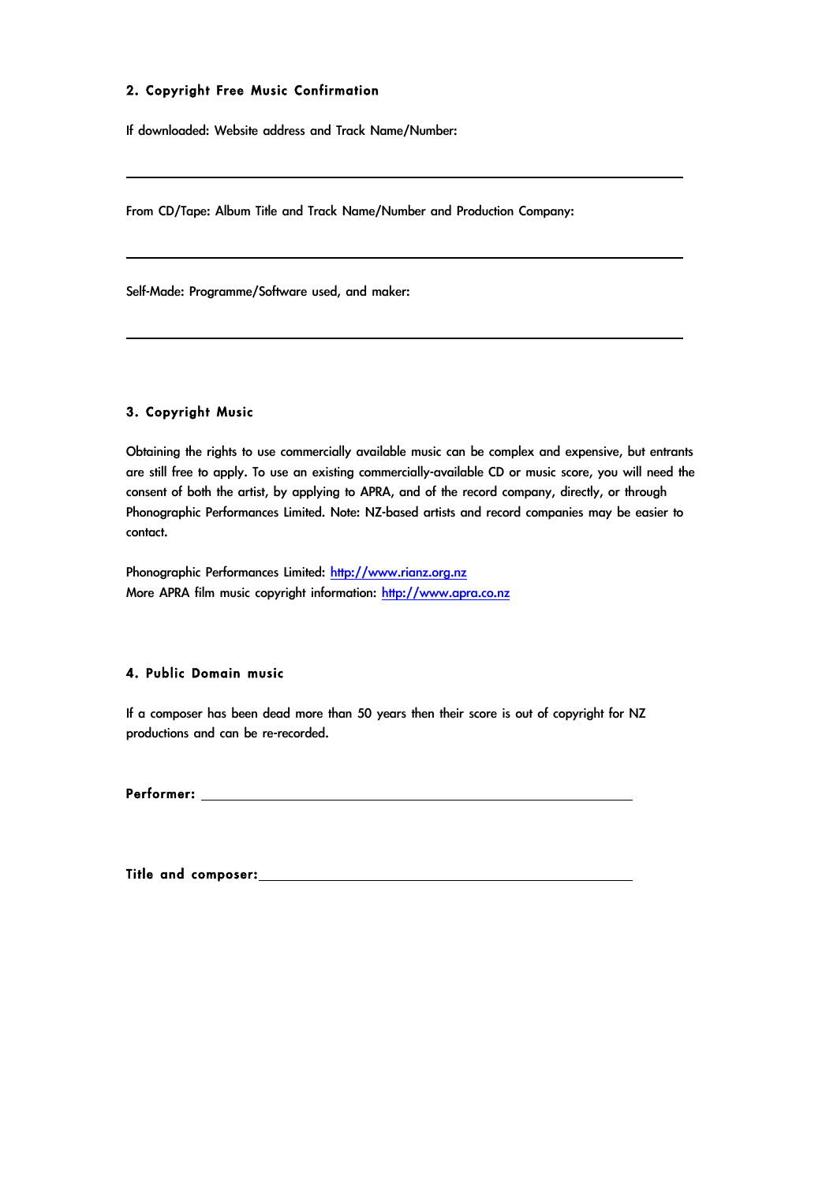## 2. Copyright Free Music Confirmation

If downloaded: Website address and Track Name/Number:

______________________________________________________________________

From CD/Tape: Album Title and Track Name/Number and Production Company:

______________________________________________________________________

Self-Made: Programme/Software used, and maker:

______________________________________________________________________

## 3. Copyright Music

Obtaining the rights to use commercially available music can be complex and expensive, but entrants are still free to apply. To use an existing commercially-available CD or music score, you will need the consent of both the artist, by applying to APRA, and of the record company, directly, or through Phonographic Performances Limited. Note: NZ-based artists and record companies may be easier to contact.

Phonographic Performances Limited: [http://www.rianz.org.nz](http://www.rianz.org.nz)
More APRA film music copyright information: [http://www.apra.co.nz](http://www.apra.co.nz)

## 4. Public Domain music

If a composer has been dead more than 50 years then their score is out of copyright for NZ productions and can be re-recorded.

**Performer:** ______________________________________________________

**Title and composer:** ______________________________________________